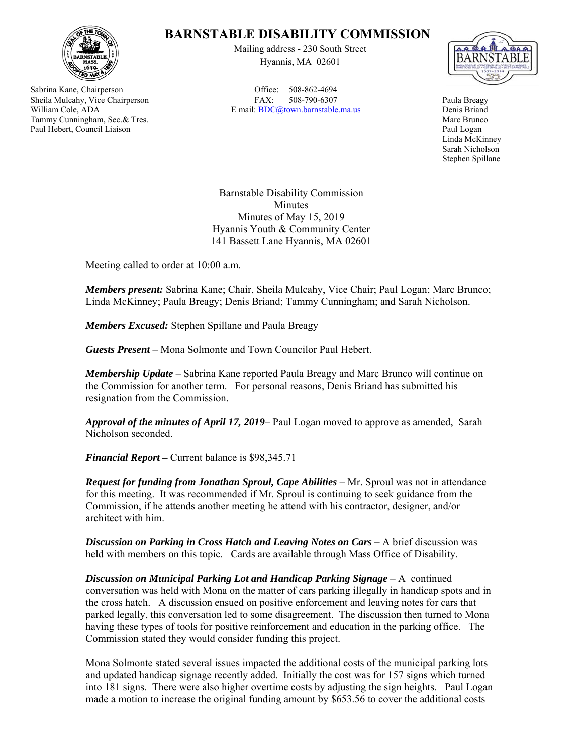# BARNSTABLE DISABILITY COMMISSION

Mailing address - 230 South Street
Hyannis, MA 02601

Office: 508-862-4694
FAX: 508-790-6307
E mail: BDC@town.barnstable.ma.us

Sabrina Kane, Chairperson
Sheila Mulcahy, Vice Chairperson
William Cole, ADA
Tammy Cunningham, Sec.& Tres.
Paul Hebert, Council Liaison

Paula Breagy
Denis Briand
Marc Brunco
Paul Logan
Linda McKinney
Sarah Nicholson
Stephen Spillane

Barnstable Disability Commission
Minutes
Minutes of May 15, 2019
Hyannis Youth & Community Center
141 Bassett Lane Hyannis, MA 02601

Meeting called to order at 10:00 a.m.

***Members present:*** Sabrina Kane; Chair, Sheila Mulcahy, Vice Chair; Paul Logan; Marc Brunco; Linda McKinney; Paula Breagy; Denis Briand; Tammy Cunningham; and Sarah Nicholson.

***Members Excused:*** Stephen Spillane and Paula Breagy

***Guests Present*** – Mona Solmonte and Town Councilor Paul Hebert.

***Membership Update*** – Sabrina Kane reported Paula Breagy and Marc Brunco will continue on the Commission for another term. For personal reasons, Denis Briand has submitted his resignation from the Commission.

***Approval of the minutes of April 17, 2019***– Paul Logan moved to approve as amended, Sarah Nicholson seconded.

***Financial Report –*** Current balance is $98,345.71

***Request for funding from Jonathan Sproul, Cape Abilities*** – Mr. Sproul was not in attendance for this meeting. It was recommended if Mr. Sproul is continuing to seek guidance from the Commission, if he attends another meeting he attend with his contractor, designer, and/or architect with him.

***Discussion on Parking in Cross Hatch and Leaving Notes on Cars –*** A brief discussion was held with members on this topic. Cards are available through Mass Office of Disability.

***Discussion on Municipal Parking Lot and Handicap Parking Signage*** – A continued conversation was held with Mona on the matter of cars parking illegally in handicap spots and in the cross hatch. A discussion ensued on positive enforcement and leaving notes for cars that parked legally, this conversation led to some disagreement. The discussion then turned to Mona having these types of tools for positive reinforcement and education in the parking office. The Commission stated they would consider funding this project.

Mona Solmonte stated several issues impacted the additional costs of the municipal parking lots and updated handicap signage recently added. Initially the cost was for 157 signs which turned into 181 signs. There were also higher overtime costs by adjusting the sign heights. Paul Logan made a motion to increase the original funding amount by $653.56 to cover the additional costs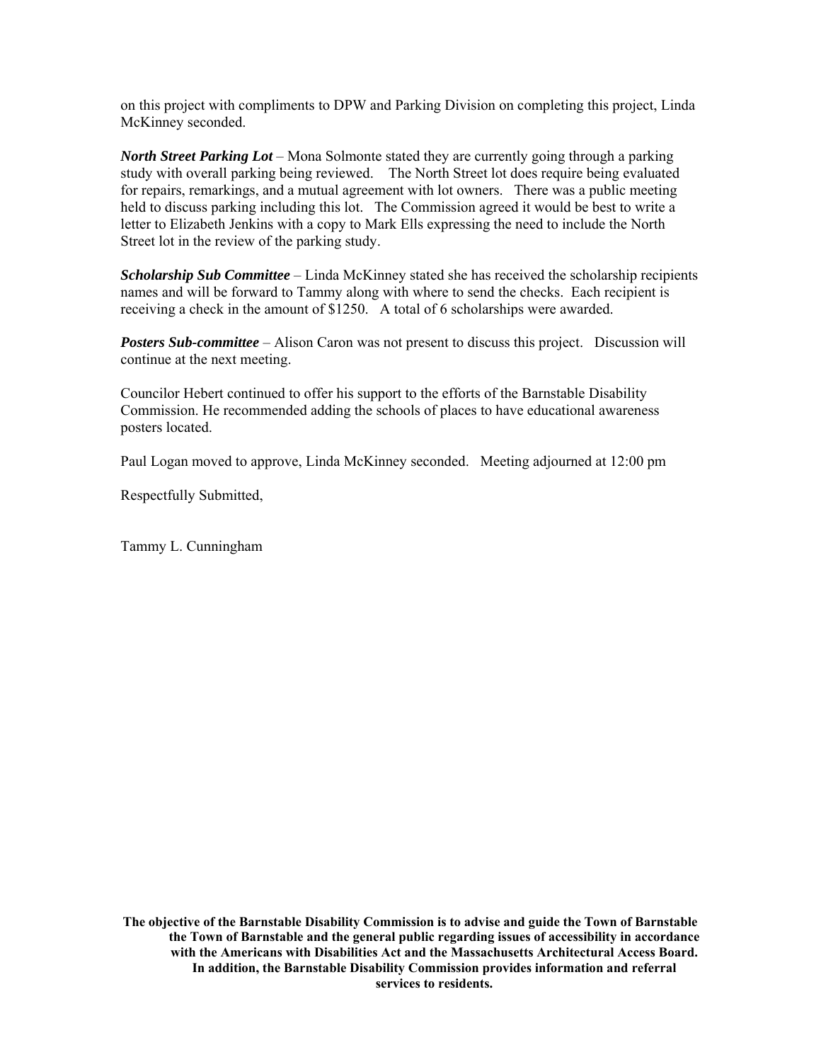on this project with compliments to DPW and Parking Division on completing this project, Linda McKinney seconded.

***North Street Parking Lot*** – Mona Solmonte stated they are currently going through a parking study with overall parking being reviewed. The North Street lot does require being evaluated for repairs, remarkings, and a mutual agreement with lot owners. There was a public meeting held to discuss parking including this lot. The Commission agreed it would be best to write a letter to Elizabeth Jenkins with a copy to Mark Ells expressing the need to include the North Street lot in the review of the parking study.

***Scholarship Sub Committee*** – Linda McKinney stated she has received the scholarship recipients names and will be forward to Tammy along with where to send the checks. Each recipient is receiving a check in the amount of $1250. A total of 6 scholarships were awarded.

***Posters Sub-committee*** – Alison Caron was not present to discuss this project. Discussion will continue at the next meeting.

Councilor Hebert continued to offer his support to the efforts of the Barnstable Disability Commission. He recommended adding the schools of places to have educational awareness posters located.

Paul Logan moved to approve, Linda McKinney seconded. Meeting adjourned at 12:00 pm

Respectfully Submitted,

Tammy L. Cunningham

**The objective of the Barnstable Disability Commission is to advise and guide the Town of Barnstable the Town of Barnstable and the general public regarding issues of accessibility in accordance with the Americans with Disabilities Act and the Massachusetts Architectural Access Board. In addition, the Barnstable Disability Commission provides information and referral services to residents.**